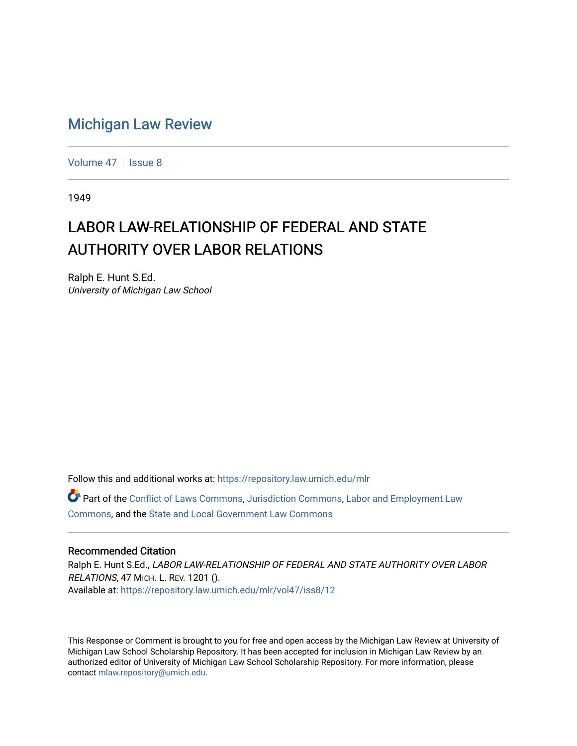# Michigan Law Review

Volume 47 | Issue 8

1949

## LABOR LAW-RELATIONSHIP OF FEDERAL AND STATE AUTHORITY OVER LABOR RELATIONS

Ralph E. Hunt S.Ed.
*University of Michigan Law School*

Follow this and additional works at: https://repository.law.umich.edu/mlr

Part of the Conflict of Laws Commons, Jurisdiction Commons, Labor and Employment Law Commons, and the State and Local Government Law Commons

### Recommended Citation

Ralph E. Hunt S.Ed., *LABOR LAW-RELATIONSHIP OF FEDERAL AND STATE AUTHORITY OVER LABOR RELATIONS*, 47 MICH. L. REV. 1201 ().
Available at: https://repository.law.umich.edu/mlr/vol47/iss8/12

This Response or Comment is brought to you for free and open access by the Michigan Law Review at University of Michigan Law School Scholarship Repository. It has been accepted for inclusion in Michigan Law Review by an authorized editor of University of Michigan Law School Scholarship Repository. For more information, please contact mlaw.repository@umich.edu.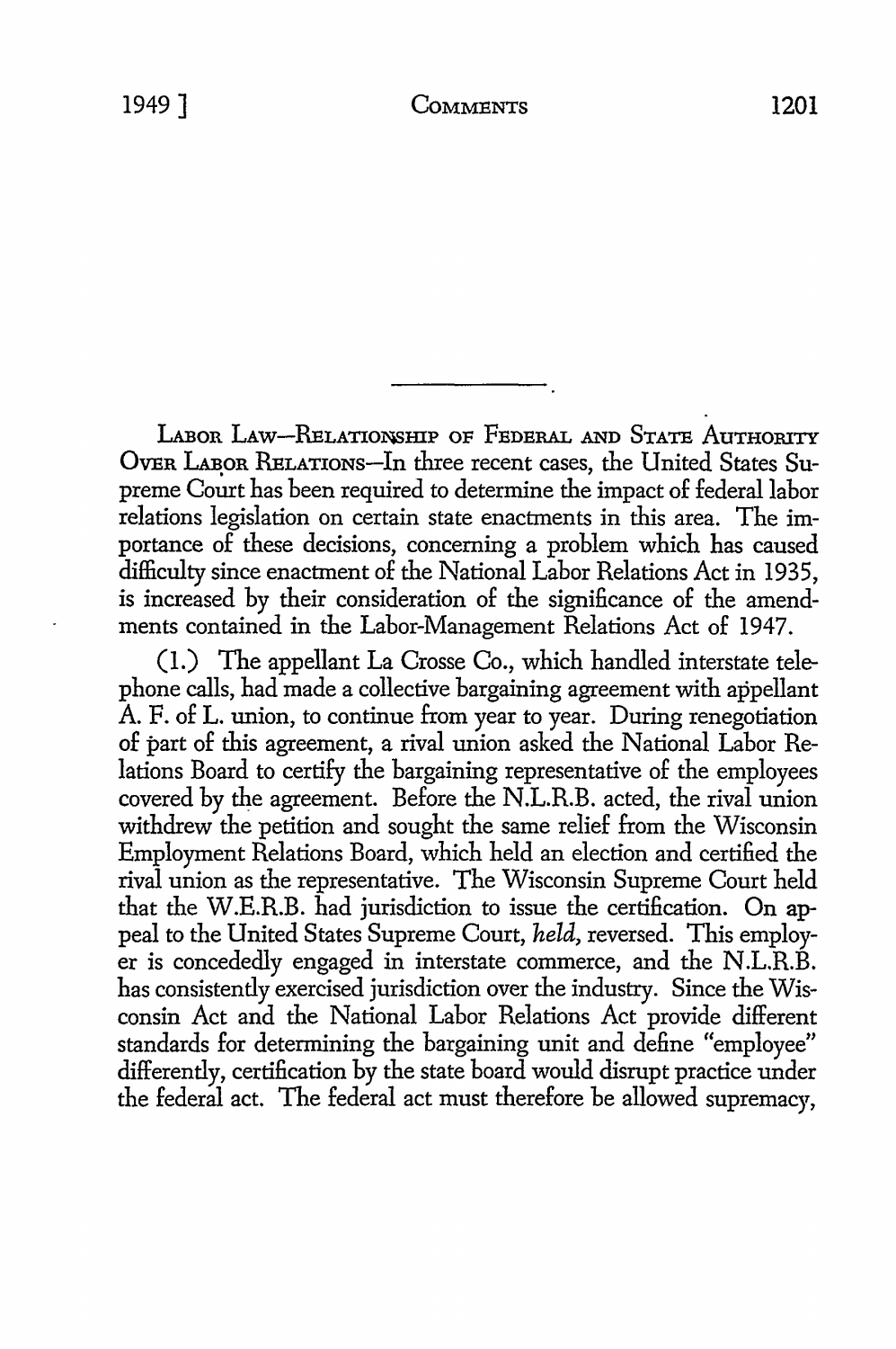---

LABOR LAW—RELATIONSHIP OF FEDERAL AND STATE AUTHORITY OVER LABOR RELATIONS—In three recent cases, the United States Supreme Court has been required to determine the impact of federal labor relations legislation on certain state enactments in this area. The importance of these decisions, concerning a problem which has caused difficulty since enactment of the National Labor Relations Act in 1935, is increased by their consideration of the significance of the amendments contained in the Labor-Management Relations Act of 1947.

(1.) The appellant La Crosse Co., which handled interstate telephone calls, had made a collective bargaining agreement with appellant A. F. of L. union, to continue from year to year. During renegotiation of part of this agreement, a rival union asked the National Labor Relations Board to certify the bargaining representative of the employees covered by the agreement. Before the N.L.R.B. acted, the rival union withdrew the petition and sought the same relief from the Wisconsin Employment Relations Board, which held an election and certified the rival union as the representative. The Wisconsin Supreme Court held that the W.E.R.B. had jurisdiction to issue the certification. On appeal to the United States Supreme Court, *held*, reversed. This employer is concededly engaged in interstate commerce, and the N.L.R.B. has consistently exercised jurisdiction over the industry. Since the Wisconsin Act and the National Labor Relations Act provide different standards for determining the bargaining unit and define "employee" differently, certification by the state board would disrupt practice under the federal act. The federal act must therefore be allowed supremacy,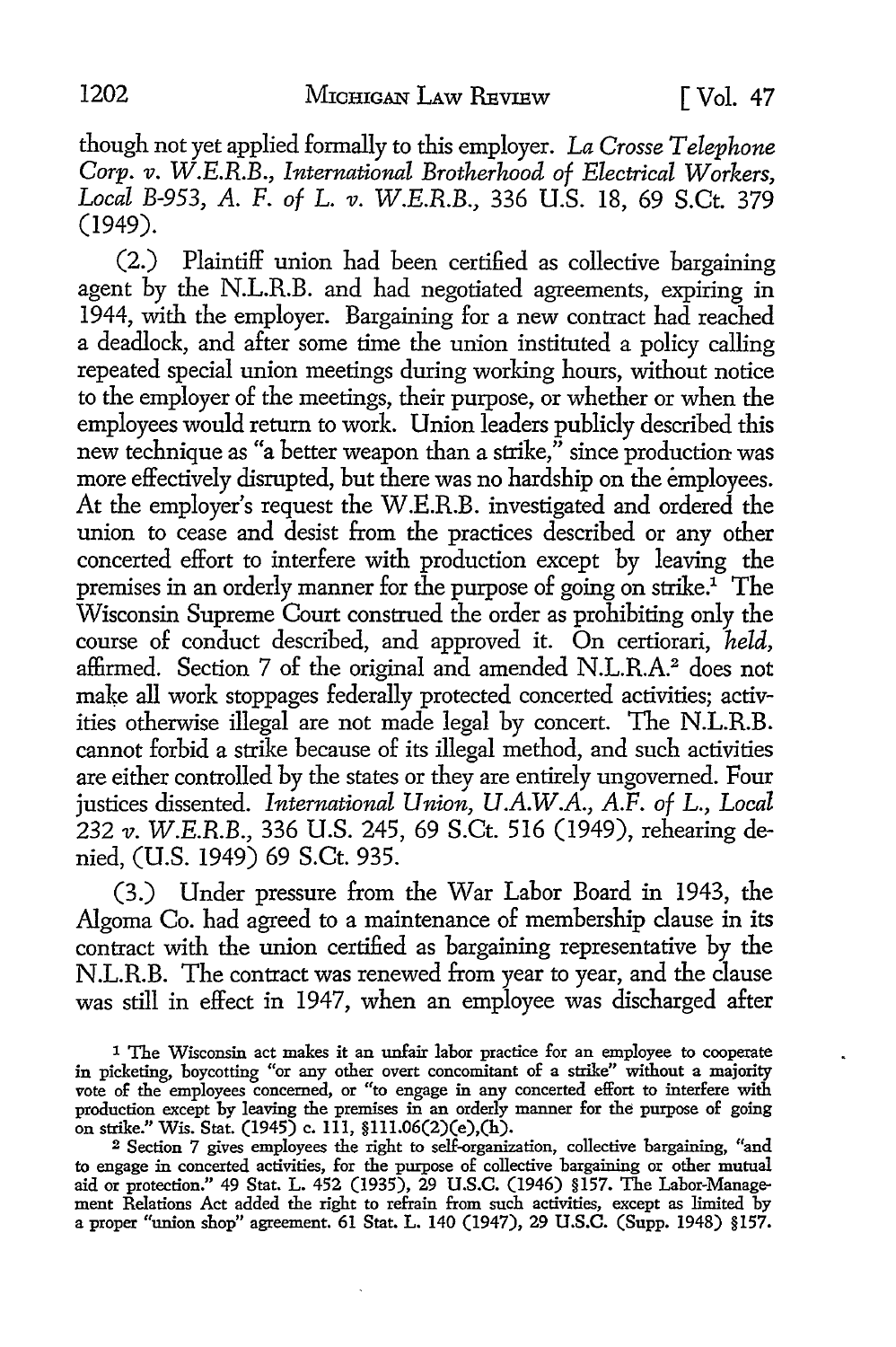though not yet applied formally to this employer. *La Crosse Telephone Corp. v. W.E.R.B., International Brotherhood of Electrical Workers, Local B-953, A. F. of L. v. W.E.R.B.*, 336 U.S. 18, 69 S.Ct. 379 (1949).

(2.) Plaintiff union had been certified as collective bargaining agent by the N.L.R.B. and had negotiated agreements, expiring in 1944, with the employer. Bargaining for a new contract had reached a deadlock, and after some time the union instituted a policy calling repeated special union meetings during working hours, without notice to the employer of the meetings, their purpose, or whether or when the employees would return to work. Union leaders publicly described this new technique as "a better weapon than a strike," since production was more effectively disrupted, but there was no hardship on the employees. At the employer's request the W.E.R.B. investigated and ordered the union to cease and desist from the practices described or any other concerted effort to interfere with production except by leaving the premises in an orderly manner for the purpose of going on strike.[1] The Wisconsin Supreme Court construed the order as prohibiting only the course of conduct described, and approved it. On certiorari, *held*, affirmed. Section 7 of the original and amended N.L.R.A.[2] does not make all work stoppages federally protected concerted activities; activities otherwise illegal are not made legal by concert. The N.L.R.B. cannot forbid a strike because of its illegal method, and such activities are either controlled by the states or they are entirely ungoverned. Four justices dissented. *International Union, U.A.W.A., A.F. of L., Local 232 v. W.E.R.B.*, 336 U.S. 245, 69 S.Ct. 516 (1949), rehearing denied, (U.S. 1949) 69 S.Ct. 935.

(3.) Under pressure from the War Labor Board in 1943, the Algoma Co. had agreed to a maintenance of membership clause in its contract with the union certified as bargaining representative by the N.L.R.B. The contract was renewed from year to year, and the clause was still in effect in 1947, when an employee was discharged after

---

[1] The Wisconsin act makes it an unfair labor practice for an employee to cooperate in picketing, boycotting "or any other overt concomitant of a strike" without a majority vote of the employees concerned, or "to engage in any concerted effort to interfere with production except by leaving the premises in an orderly manner for the purpose of going on strike." Wis. Stat. (1945) c. 111, §111.06(2)(e),(h).

[2] Section 7 gives employees the right to self-organization, collective bargaining, "and to engage in concerted activities, for the purpose of collective bargaining or other mutual aid or protection." 49 Stat. L. 452 (1935), 29 U.S.C. (1946) §157. The Labor-Management Relations Act added the right to refrain from such activities, except as limited by a proper "union shop" agreement. 61 Stat. L. 140 (1947), 29 U.S.C. (Supp. 1948) §157.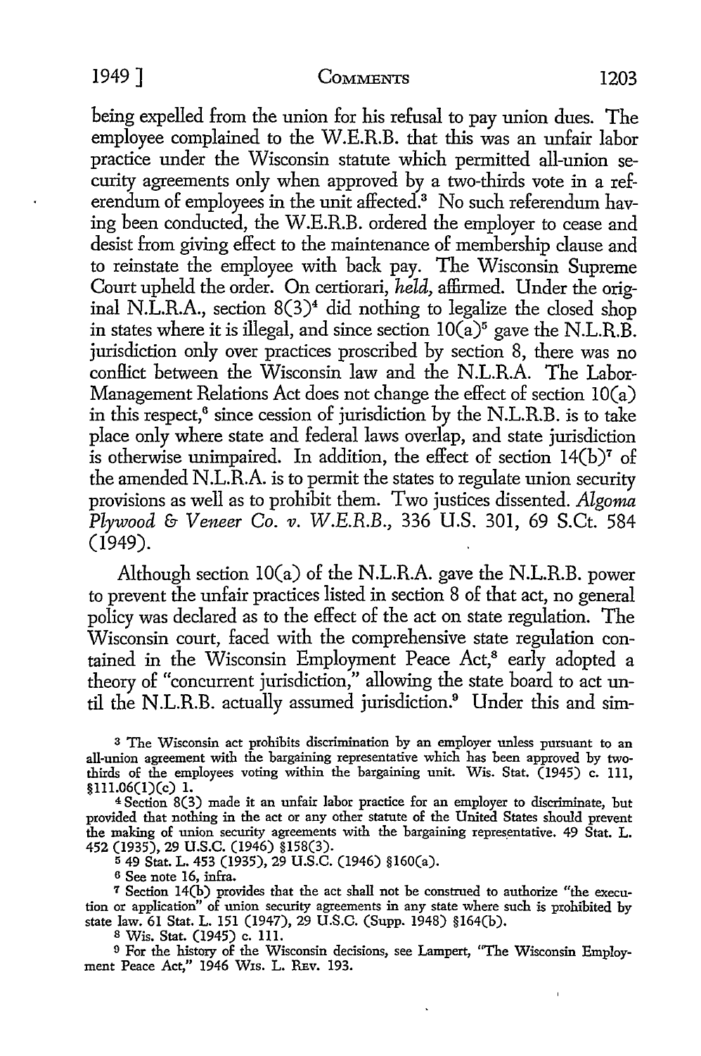being expelled from the union for his refusal to pay union dues. The employee complained to the W.E.R.B. that this was an unfair labor practice under the Wisconsin statute which permitted all-union security agreements only when approved by a two-thirds vote in a referendum of employees in the unit affected.[3] No such referendum having been conducted, the W.E.R.B. ordered the employer to cease and desist from giving effect to the maintenance of membership clause and to reinstate the employee with back pay. The Wisconsin Supreme Court upheld the order. On certiorari, *held,* affirmed. Under the original N.L.R.A., section 8(3)[4] did nothing to legalize the closed shop in states where it is illegal, and since section 10(a)[5] gave the N.L.R.B. jurisdiction only over practices proscribed by section 8, there was no conflict between the Wisconsin law and the N.L.R.A. The Labor-Management Relations Act does not change the effect of section 10(a) in this respect,[6] since cession of jurisdiction by the N.L.R.B. is to take place only where state and federal laws overlap, and state jurisdiction is otherwise unimpaired. In addition, the effect of section 14(b)[7] of the amended N.L.R.A. is to permit the states to regulate union security provisions as well as to prohibit them. Two justices dissented. *Algoma Plywood & Veneer Co. v. W.E.R.B.,* 336 U.S. 301, 69 S.Ct. 584 (1949).

Although section 10(a) of the N.L.R.A. gave the N.L.R.B. power to prevent the unfair practices listed in section 8 of that act, no general policy was declared as to the effect of the act on state regulation. The Wisconsin court, faced with the comprehensive state regulation contained in the Wisconsin Employment Peace Act,[8] early adopted a theory of "concurrent jurisdiction," allowing the state board to act until the N.L.R.B. actually assumed jurisdiction.[9] Under this and sim-

[3] The Wisconsin act prohibits discrimination by an employer unless pursuant to an all-union agreement with the bargaining representative which has been approved by two-thirds of the employees voting within the bargaining unit. Wis. Stat. (1945) c. 111, §111.06(1)(c) 1.

[4] Section 8(3) made it an unfair labor practice for an employer to discriminate, but provided that nothing in the act or any other statute of the United States should prevent the making of union security agreements with the bargaining representative. 49 Stat. L. 452 (1935), 29 U.S.C. (1946) §158(3).

[5] 49 Stat. L. 453 (1935), 29 U.S.C. (1946) §160(a).

[6] See note 16, infra.

[7] Section 14(b) provides that the act shall not be construed to authorize "the execution or application" of union security agreements in any state where such is prohibited by state law. 61 Stat. L. 151 (1947), 29 U.S.C. (Supp. 1948) §164(b).

[8] Wis. Stat. (1945) c. 111.

[9] For the history of the Wisconsin decisions, see Lampert, "The Wisconsin Employment Peace Act," 1946 Wis. L. Rev. 193.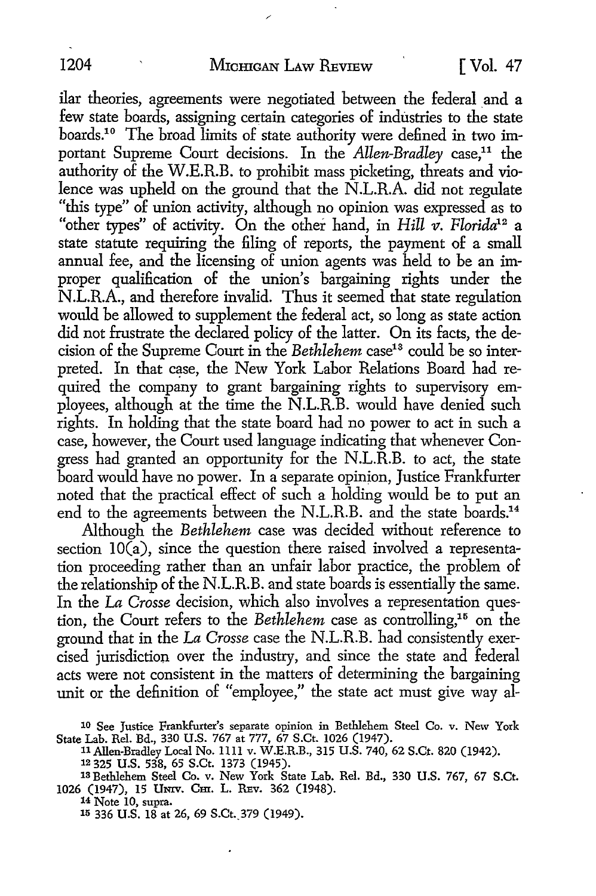ilar theories, agreements were negotiated between the federal and a few state boards, assigning certain categories of industries to the state boards.[10] The broad limits of state authority were defined in two important Supreme Court decisions. In the *Allen-Bradley* case,[11] the authority of the W.E.R.B. to prohibit mass picketing, threats and violence was upheld on the ground that the N.L.R.A. did not regulate "this type" of union activity, although no opinion was expressed as to "other types" of activity. On the other hand, in *Hill v. Florida*[12] a state statute requiring the filing of reports, the payment of a small annual fee, and the licensing of union agents was held to be an improper qualification of the union's bargaining rights under the N.L.R.A., and therefore invalid. Thus it seemed that state regulation would be allowed to supplement the federal act, so long as state action did not frustrate the declared policy of the latter. On its facts, the decision of the Supreme Court in the *Bethlehem* case[13] could be so interpreted. In that case, the New York Labor Relations Board had required the company to grant bargaining rights to supervisory employees, although at the time the N.L.R.B. would have denied such rights. In holding that the state board had no power to act in such a case, however, the Court used language indicating that whenever Congress had granted an opportunity for the N.L.R.B. to act, the state board would have no power. In a separate opinion, Justice Frankfurter noted that the practical effect of such a holding would be to put an end to the agreements between the N.L.R.B. and the state boards.[14]

Although the *Bethlehem* case was decided without reference to section 10(a), since the question there raised involved a representation proceeding rather than an unfair labor practice, the problem of the relationship of the N.L.R.B. and state boards is essentially the same. In the *La Crosse* decision, which also involves a representation question, the Court refers to the *Bethlehem* case as controlling,[15] on the ground that in the *La Crosse* case the N.L.R.B. had consistently exercised jurisdiction over the industry, and since the state and federal acts were not consistent in the matters of determining the bargaining unit or the definition of "employee," the state act must give way al-

---

[10] See Justice Frankfurter's separate opinion in Bethlehem Steel Co. v. New York State Lab. Rel. Bd., 330 U.S. 767 at 777, 67 S.Ct. 1026 (1947).

[11] Allen-Bradley Local No. 1111 v. W.E.R.B., 315 U.S. 740, 62 S.Ct. 820 (1942).

[12] 325 U.S. 538, 65 S.Ct. 1373 (1945).

[13] Bethlehem Steel Co. v. New York State Lab. Rel. Bd., 330 U.S. 767, 67 S.Ct. 1026 (1947), 15 Univ. Chi. L. Rev. 362 (1948).

[14] Note 10, supra.

[15] 336 U.S. 18 at 26, 69 S.Ct. 379 (1949).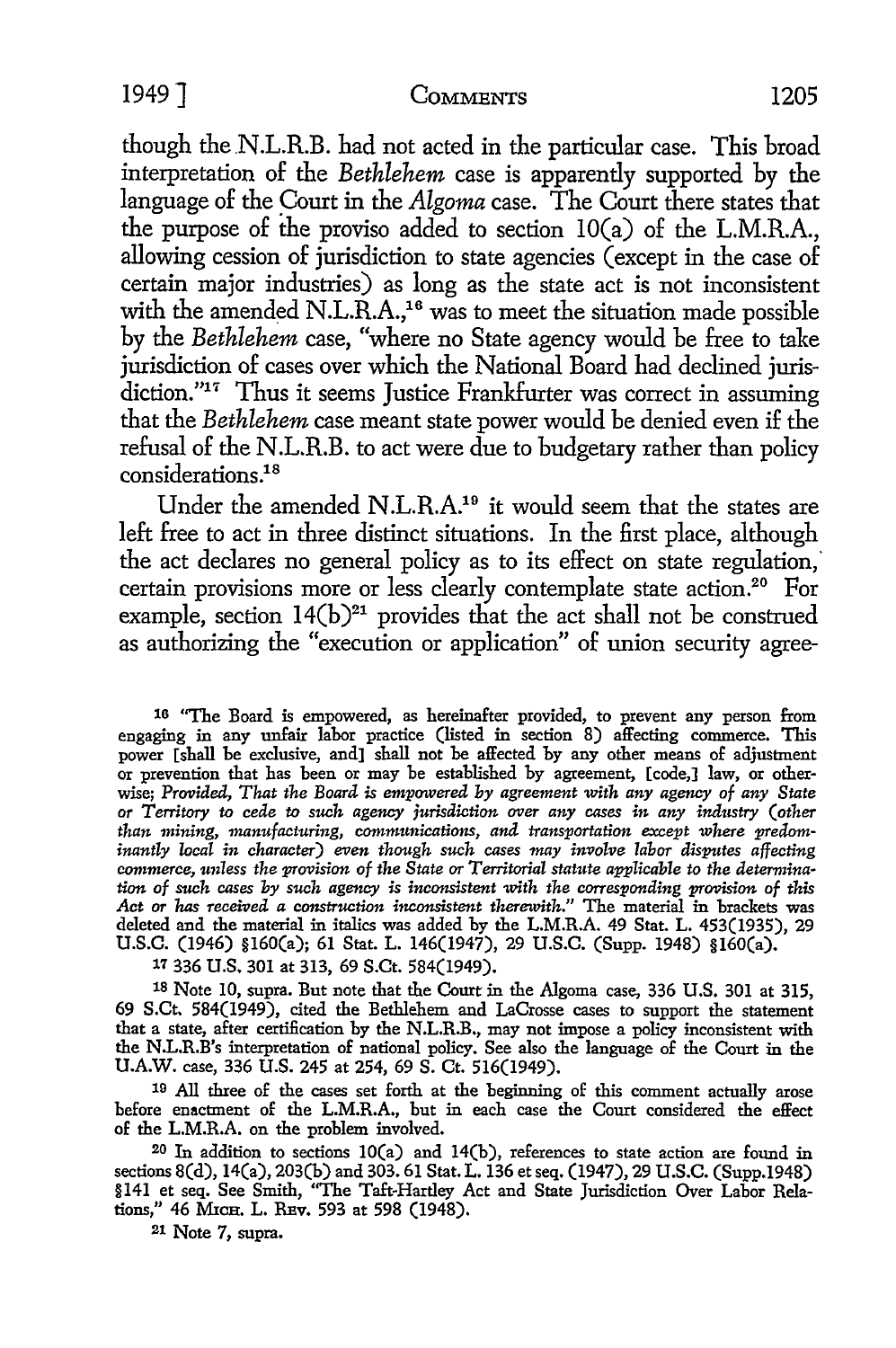though the N.L.R.B. had not acted in the particular case. This broad interpretation of the *Bethlehem* case is apparently supported by the language of the Court in the *Algoma* case. The Court there states that the purpose of the proviso added to section 10(a) of the L.M.R.A., allowing cession of jurisdiction to state agencies (except in the case of certain major industries) as long as the state act is not inconsistent with the amended N.L.R.A.,[16] was to meet the situation made possible by the *Bethlehem* case, "where no State agency would be free to take jurisdiction of cases over which the National Board had declined jurisdiction."[17] Thus it seems Justice Frankfurter was correct in assuming that the *Bethlehem* case meant state power would be denied even if the refusal of the N.L.R.B. to act were due to budgetary rather than policy considerations.[18]

Under the amended N.L.R.A.[19] it would seem that the states are left free to act in three distinct situations. In the first place, although the act declares no general policy as to its effect on state regulation, certain provisions more or less clearly contemplate state action.[20] For example, section 14(b)[21] provides that the act shall not be construed as authorizing the "execution or application" of union security agree-

---

16 "The Board is empowered, as hereinafter provided, to prevent any person from engaging in any unfair labor practice (listed in section 8) affecting commerce. This power [shall be exclusive, and] shall not be affected by any other means of adjustment or prevention that has been or may be established by agreement, [code,] law, or otherwise; *Provided, That the Board is empowered by agreement with any agency of any State or Territory to cede to such agency jurisdiction over any cases in any industry (other than mining, manufacturing, communications, and transportation except where predominantly local in character) even though such cases may involve labor disputes affecting commerce, unless the provision of the State or Territorial statute applicable to the determination of such cases by such agency is inconsistent with the corresponding provision of this Act or has received a construction inconsistent therewith.*" The material in brackets was deleted and the material in italics was added by the L.M.R.A. 49 Stat. L. 453(1935), 29 U.S.C. (1946) §160(a); 61 Stat. L. 146(1947), 29 U.S.C. (Supp. 1948) §160(a).

17 336 U.S. 301 at 313, 69 S.Ct. 584(1949).

18 Note 10, supra. But note that the Court in the Algoma case, 336 U.S. 301 at 315, 69 S.Ct. 584(1949), cited the Bethlehem and LaCrosse cases to support the statement that a state, after certification by the N.L.R.B., may not impose a policy inconsistent with the N.L.R.B's interpretation of national policy. See also the language of the Court in the U.A.W. case, 336 U.S. 245 at 254, 69 S. Ct. 516(1949).

19 All three of the cases set forth at the beginning of this comment actually arose before enactment of the L.M.R.A., but in each case the Court considered the effect of the L.M.R.A. on the problem involved.

20 In addition to sections 10(a) and 14(b), references to state action are found in sections 8(d), 14(a), 203(b) and 303. 61 Stat. L. 136 et seq. (1947), 29 U.S.C. (Supp.1948) §141 et seq. See Smith, "The Taft-Hartley Act and State Jurisdiction Over Labor Relations," 46 MICH. L. REV. 593 at 598 (1948).

21 Note 7, supra.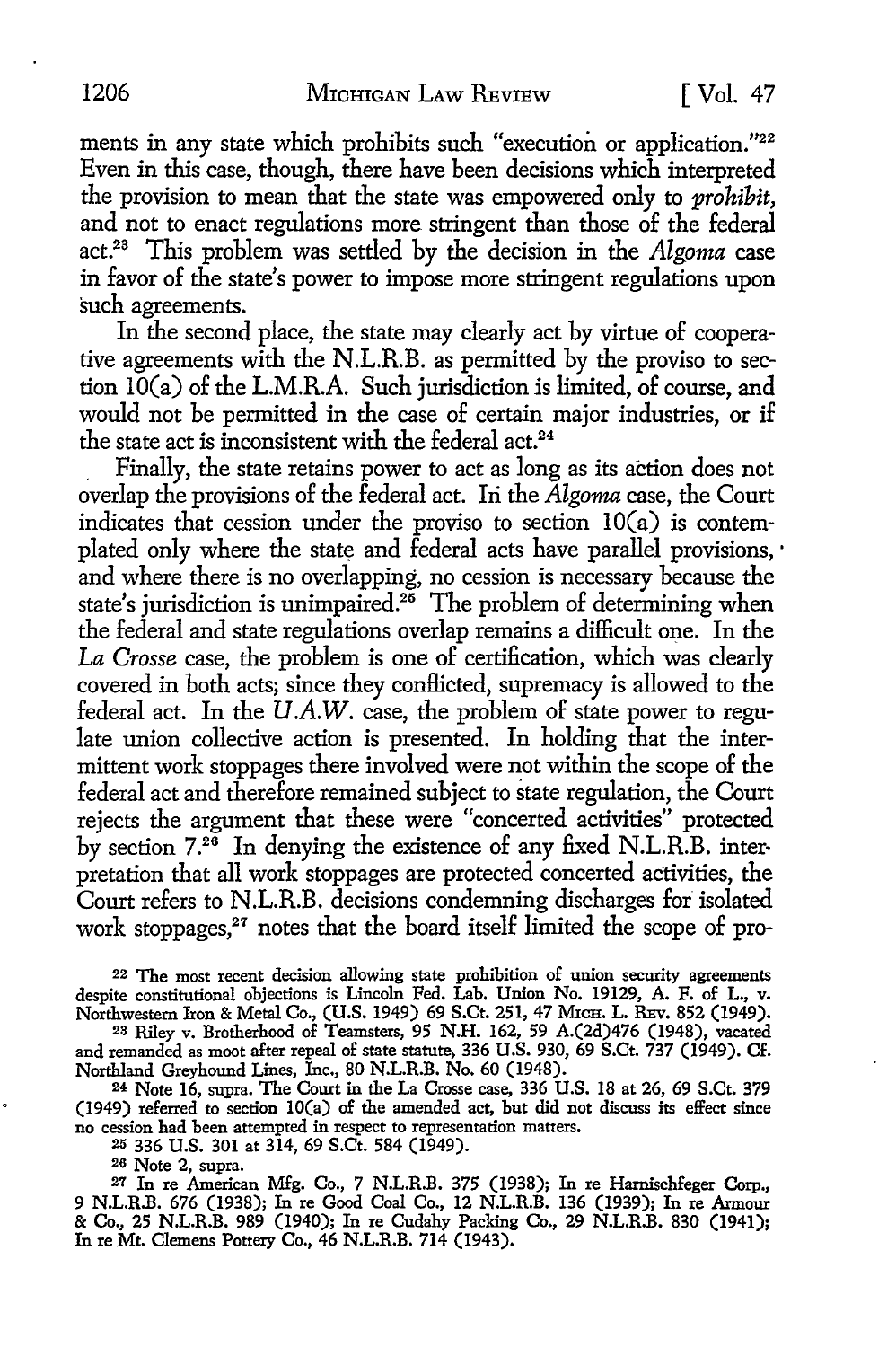ments in any state which prohibits such "execution or application."[22] Even in this case, though, there have been decisions which interpreted the provision to mean that the state was empowered only to *prohibit,* and not to enact regulations more stringent than those of the federal act.[23] This problem was settled by the decision in the *Algoma* case in favor of the state's power to impose more stringent regulations upon such agreements.

In the second place, the state may clearly act by virtue of cooperative agreements with the N.L.R.B. as permitted by the proviso to section 10(a) of the L.M.R.A. Such jurisdiction is limited, of course, and would not be permitted in the case of certain major industries, or if the state act is inconsistent with the federal act.[24]

Finally, the state retains power to act as long as its action does not overlap the provisions of the federal act. In the *Algoma* case, the Court indicates that cession under the proviso to section 10(a) is contemplated only where the state and federal acts have parallel provisions, and where there is no overlapping, no cession is necessary because the state's jurisdiction is unimpaired.[25] The problem of determining when the federal and state regulations overlap remains a difficult one. In the *La Crosse* case, the problem is one of certification, which was clearly covered in both acts; since they conflicted, supremacy is allowed to the federal act. In the *U.A.W.* case, the problem of state power to regulate union collective action is presented. In holding that the intermittent work stoppages there involved were not within the scope of the federal act and therefore remained subject to state regulation, the Court rejects the argument that these were "concerted activities" protected by section 7.[26] In denying the existence of any fixed N.L.R.B. interpretation that all work stoppages are protected concerted activities, the Court refers to N.L.R.B. decisions condemning discharges for isolated work stoppages,[27] notes that the board itself limited the scope of pro-

---

[22] The most recent decision allowing state prohibition of union security agreements despite constitutional objections is Lincoln Fed. Lab. Union No. 19129, A. F. of L., v. Northwestern Iron & Metal Co., (U.S. 1949) 69 S.Ct. 251, 47 Mich. L. Rev. 852 (1949).

[23] Riley v. Brotherhood of Teamsters, 95 N.H. 162, 59 A.(2d)476 (1948), vacated and remanded as moot after repeal of state statute, 336 U.S. 930, 69 S.Ct. 737 (1949). Cf. Northland Greyhound Lines, Inc., 80 N.L.R.B. No. 60 (1948).

[24] Note 16, supra. The Court in the La Crosse case, 336 U.S. 18 at 26, 69 S.Ct. 379 (1949) referred to section 10(a) of the amended act, but did not discuss its effect since no cession had been attempted in respect to representation matters.

[25] 336 U.S. 301 at 314, 69 S.Ct. 584 (1949).

[26] Note 2, supra.

[27] In re American Mfg. Co., 7 N.L.R.B. 375 (1938); In re Harnischfeger Corp., 9 N.L.R.B. 676 (1938); In re Good Coal Co., 12 N.L.R.B. 136 (1939); In re Armour & Co., 25 N.L.R.B. 989 (1940); In re Cudahy Packing Co., 29 N.L.R.B. 830 (1941); In re Mt. Clemens Pottery Co., 46 N.L.R.B. 714 (1943).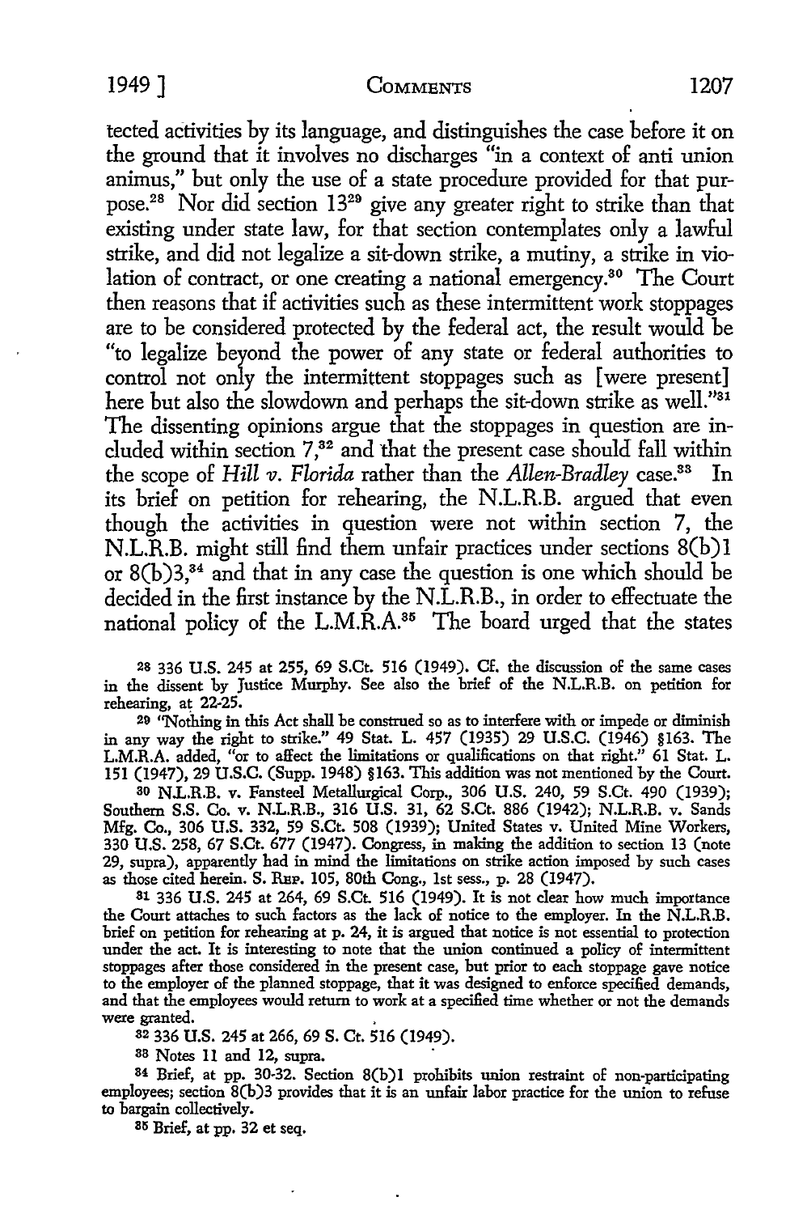tected activities by its language, and distinguishes the case before it on the ground that it involves no discharges "in a context of anti union animus," but only the use of a state procedure provided for that purpose.[28] Nor did section 13[29] give any greater right to strike than that existing under state law, for that section contemplates only a lawful strike, and did not legalize a sit-down strike, a mutiny, a strike in violation of contract, or one creating a national emergency.[30] The Court then reasons that if activities such as these intermittent work stoppages are to be considered protected by the federal act, the result would be "to legalize beyond the power of any state or federal authorities to control not only the intermittent stoppages such as [were present] here but also the slowdown and perhaps the sit-down strike as well."[31] The dissenting opinions argue that the stoppages in question are included within section 7,[32] and that the present case should fall within the scope of *Hill v. Florida* rather than the *Allen-Bradley* case.[33] In its brief on petition for rehearing, the N.L.R.B. argued that even though the activities in question were not within section 7, the N.L.R.B. might still find them unfair practices under sections 8(b)1 or 8(b)3,[34] and that in any case the question is one which should be decided in the first instance by the N.L.R.B., in order to effectuate the national policy of the L.M.R.A.[35] The board urged that the states

28 336 U.S. 245 at 255, 69 S.Ct. 516 (1949). Cf. the discussion of the same cases in the dissent by Justice Murphy. See also the brief of the N.L.R.B. on petition for rehearing, at 22-25.

29 "Nothing in this Act shall be construed so as to interfere with or impede or diminish in any way the right to strike." 49 Stat. L. 457 (1935) 29 U.S.C. (1946) §163. The L.M.R.A. added, "or to affect the limitations or qualifications on that right." 61 Stat. L. 151 (1947), 29 U.S.C. (Supp. 1948) §163. This addition was not mentioned by the Court.

30 N.L.R.B. v. Fansteel Metallurgical Corp., 306 U.S. 240, 59 S.Ct. 490 (1939); Southern S.S. Co. v. N.L.R.B., 316 U.S. 31, 62 S.Ct. 886 (1942); N.L.R.B. v. Sands Mfg. Co., 306 U.S. 332, 59 S.Ct. 508 (1939); United States v. United Mine Workers, 330 U.S. 258, 67 S.Ct. 677 (1947). Congress, in making the addition to section 13 (note 29, supra), apparently had in mind the limitations on strike action imposed by such cases as those cited herein. S. Rep. 105, 80th Cong., 1st sess., p. 28 (1947).

31 336 U.S. 245 at 264, 69 S.Ct. 516 (1949). It is not clear how much importance the Court attaches to such factors as the lack of notice to the employer. In the N.L.R.B. brief on petition for rehearing at p. 24, it is argued that notice is not essential to protection under the act. It is interesting to note that the union continued a policy of intermittent stoppages after those considered in the present case, but prior to each stoppage gave notice to the employer of the planned stoppage, that it was designed to enforce specified demands, and that the employees would return to work at a specified time whether or not the demands were granted.

32 336 U.S. 245 at 266, 69 S. Ct. 516 (1949).

33 Notes 11 and 12, supra.

34 Brief, at pp. 30-32. Section 8(b)1 prohibits union restraint of non-participating employees; section 8(b)3 provides that it is an unfair labor practice for the union to refuse to bargain collectively.

35 Brief, at pp. 32 et seq.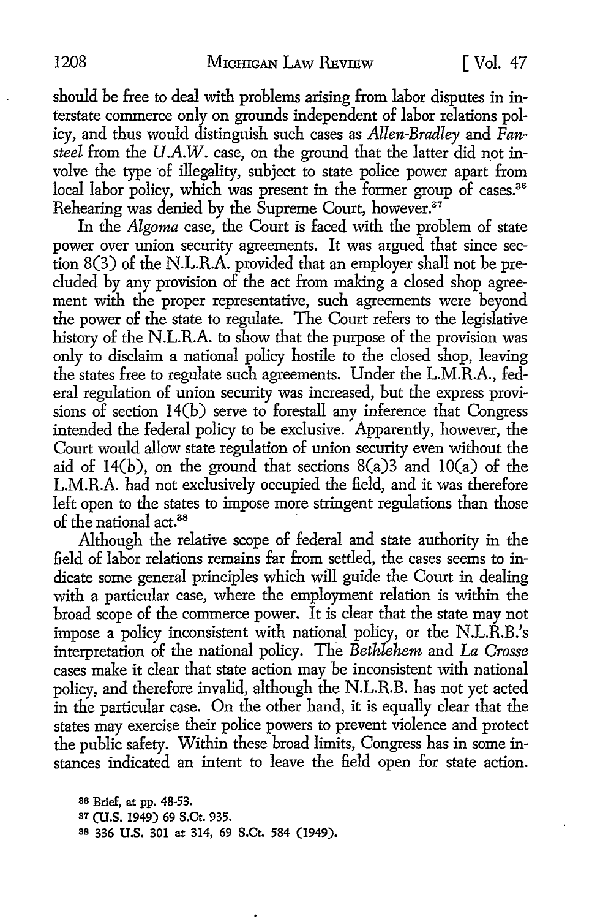should be free to deal with problems arising from labor disputes in interstate commerce only on grounds independent of labor relations policy, and thus would distinguish such cases as *Allen-Bradley* and *Fansteel* from the *U.A.W.* case, on the ground that the latter did not involve the type of illegality, subject to state police power apart from local labor policy, which was present in the former group of cases.[36] Rehearing was denied by the Supreme Court, however.[37]

In the *Algoma* case, the Court is faced with the problem of state power over union security agreements. It was argued that since section 8(3) of the N.L.R.A. provided that an employer shall not be precluded by any provision of the act from making a closed shop agreement with the proper representative, such agreements were beyond the power of the state to regulate. The Court refers to the legislative history of the N.L.R.A. to show that the purpose of the provision was only to disclaim a national policy hostile to the closed shop, leaving the states free to regulate such agreements. Under the L.M.R.A., federal regulation of union security was increased, but the express provisions of section 14(b) serve to forestall any inference that Congress intended the federal policy to be exclusive. Apparently, however, the Court would allow state regulation of union security even without the aid of 14(b), on the ground that sections 8(a)3 and 10(a) of the L.M.R.A. had not exclusively occupied the field, and it was therefore left open to the states to impose more stringent regulations than those of the national act.[38]

Although the relative scope of federal and state authority in the field of labor relations remains far from settled, the cases seems to indicate some general principles which will guide the Court in dealing with a particular case, where the employment relation is within the broad scope of the commerce power. It is clear that the state may not impose a policy inconsistent with national policy, or the N.L.R.B.'s interpretation of the national policy. The *Bethlehem* and *La Crosse* cases make it clear that state action may be inconsistent with national policy, and therefore invalid, although the N.L.R.B. has not yet acted in the particular case. On the other hand, it is equally clear that the states may exercise their police powers to prevent violence and protect the public safety. Within these broad limits, Congress has in some instances indicated an intent to leave the field open for state action.

[36] Brief, at pp. 48-53.

[37] (U.S. 1949) 69 S.Ct. 935.

[38] 336 U.S. 301 at 314, 69 S.Ct. 584 (1949).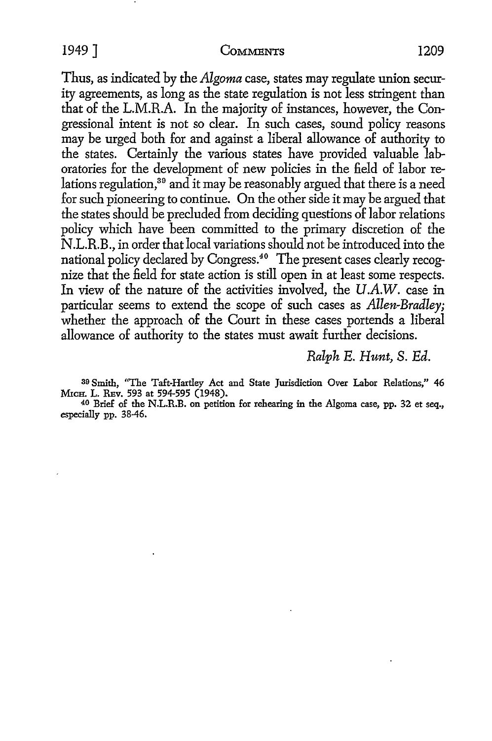Thus, as indicated by the *Algoma* case, states may regulate union security agreements, as long as the state regulation is not less stringent than that of the L.M.R.A. In the majority of instances, however, the Congressional intent is not so clear. In such cases, sound policy reasons may be urged both for and against a liberal allowance of authority to the states. Certainly the various states have provided valuable laboratories for the development of new policies in the field of labor relations regulation,[39] and it may be reasonably argued that there is a need for such pioneering to continue. On the other side it may be argued that the states should be precluded from deciding questions of labor relations policy which have been committed to the primary discretion of the N.L.R.B., in order that local variations should not be introduced into the national policy declared by Congress.[40] The present cases clearly recognize that the field for state action is still open in at least some respects. In view of the nature of the activities involved, the *U.A.W.* case in particular seems to extend the scope of such cases as *Allen-Bradley;* whether the approach of the Court in these cases portends a liberal allowance of authority to the states must await further decisions.

*Ralph E. Hunt, S. Ed.*

[39] Smith, "The Taft-Hartley Act and State Jurisdiction Over Labor Relations," 46 MICH. L. REV. 593 at 594-595 (1948).

[40] Brief of the N.L.R.B. on petition for rehearing in the Algoma case, pp. 32 et seq., especially pp. 38-46.